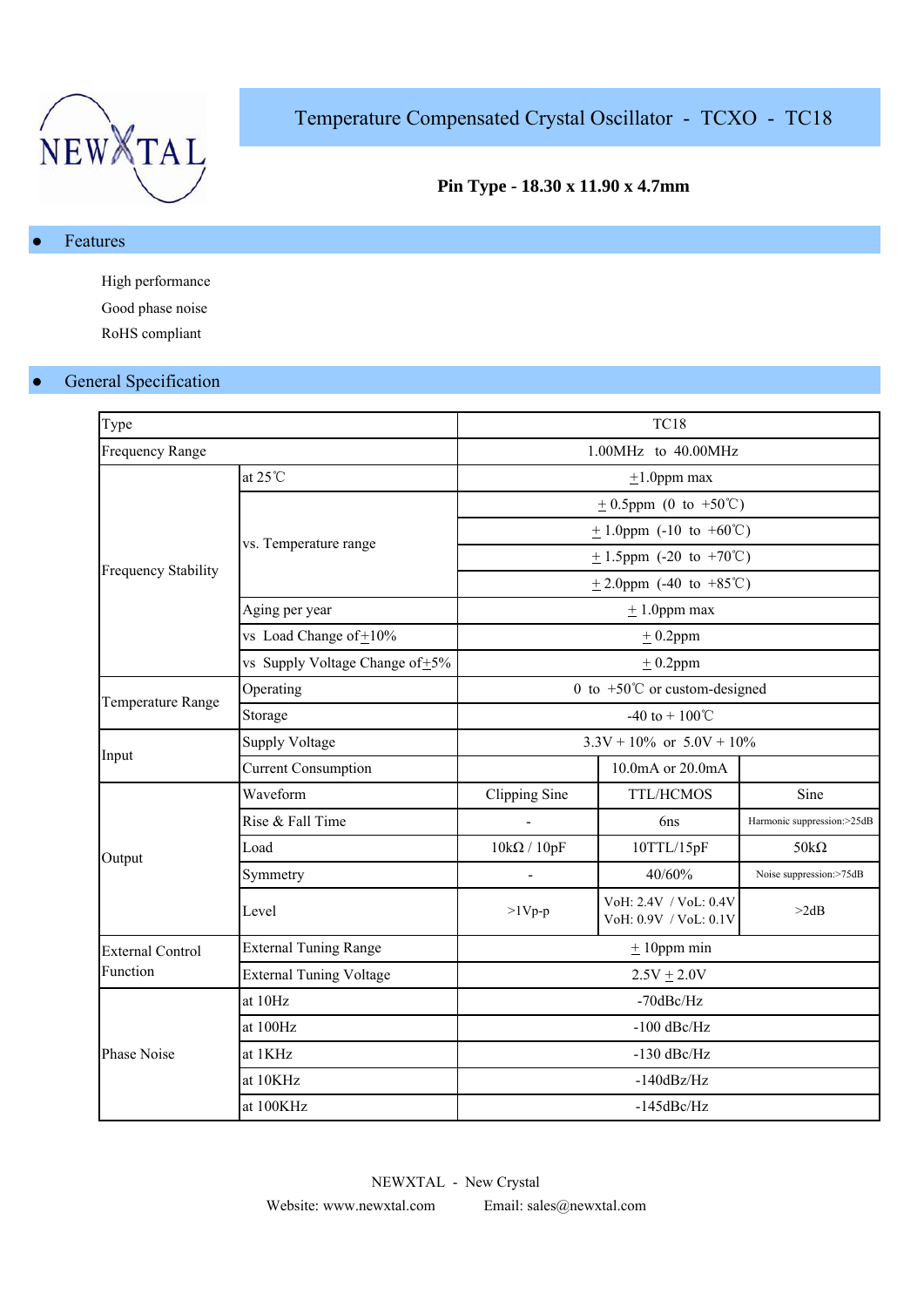NEWXTAL

# Temperature Compensated Crystal Oscillator - TCXO - TC18

**Pin Type - 18.30 x 11.90 x 4.7mm**

## ● Features

High performance

Good phase noise

RoHS compliant

## ● General Specification

| Type | | TC18 | | |
|---|---|---|---|---|
| Frequency Range | | 1.00MHz to 40.00MHz | | |
| Frequency Stability | at 25℃ | ±1.0ppm max | | |
| | vs. Temperature range | ± 0.5ppm (0 to +50℃) | | |
| | | ± 1.0ppm (-10 to +60℃) | | |
| | | ± 1.5ppm (-20 to +70℃) | | |
| | | ± 2.0ppm (-40 to +85℃) | | |
| | Aging per year | ± 1.0ppm max | | |
| | vs Load Change of ±10% | ± 0.2ppm | | |
| | vs Supply Voltage Change of ±5% | ± 0.2ppm | | |
| Temperature Range | Operating | 0 to +50℃ or custom-designed | | |
| | Storage | -40 to + 100℃ | | |
| Input | Supply Voltage | 3.3V + 10% or 5.0V + 10% | | |
| | Current Consumption | | 10.0mA or 20.0mA | |
| Output | Waveform | Clipping Sine | TTL/HCMOS | Sine |
| | Rise & Fall Time | - | 6ns | Harmonic suppression:>25dB |
| | Load | 10kΩ / 10pF | 10TTL/15pF | 50kΩ |
| | Symmetry | - | 40/60% | Noise suppression:>75dB |
| | Level | >1Vp-p | VoH: 2.4V / VoL: 0.4V<br>VoH: 0.9V / VoL: 0.1V | >2dB |
| External Control Function | External Tuning Range | ± 10ppm min | | |
| | External Tuning Voltage | 2.5V ± 2.0V | | |
| Phase Noise | at 10Hz | -70dBc/Hz | | |
| | at 100Hz | -100 dBc/Hz | | |
| | at 1KHz | -130 dBc/Hz | | |
| | at 10KHz | -140dBz/Hz | | |
| | at 100KHz | -145dBc/Hz | | |

NEWXTAL - New Crystal

Website: www.newxtal.com Email: sales@newxtal.com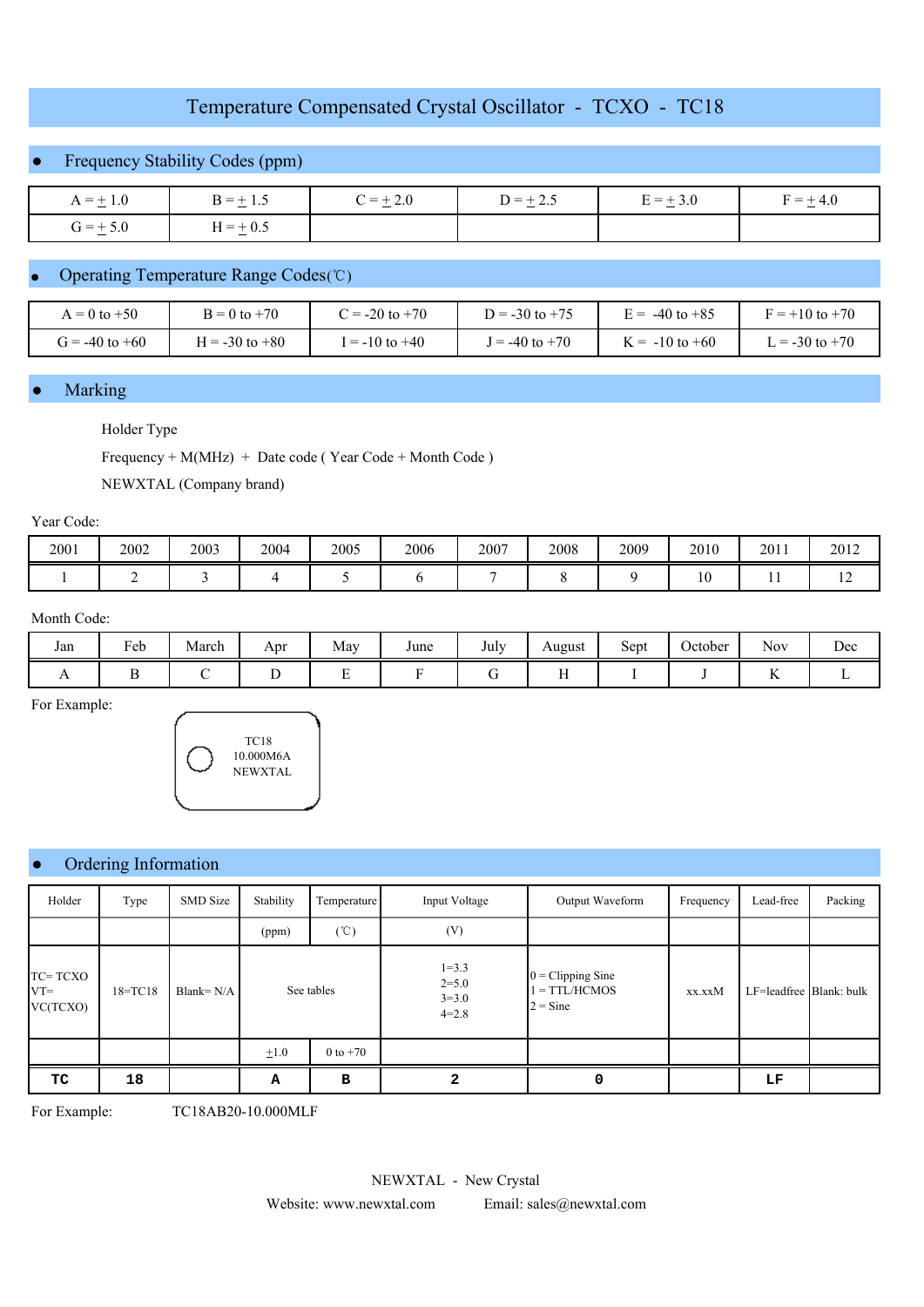# Temperature Compensated Crystal Oscillator - TCXO - TC18

## Frequency Stability Codes (ppm)

| | | | | | |
|---|---|---|---|---|---|
| A = ±1.0 | B = ±1.5 | C = ±2.0 | D = ±2.5 | E = ±3.0 | F = ±4.0 |
| G = ±5.0 | H = ±0.5 | | | | |

## Operating Temperature Range Codes(℃)

| | | | | | |
|---|---|---|---|---|---|
| A = 0 to +50 | B = 0 to +70 | C = -20 to +70 | D = -30 to +75 | E = -40 to +85 | F = +10 to +70 |
| G = -40 to +60 | H = -30 to +80 | I = -10 to +40 | J = -40 to +70 | K = -10 to +60 | L = -30 to +70 |

## Marking

Holder Type

Frequency + M(MHz) + Date code ( Year Code + Month Code )

NEWXTAL (Company brand)

Year Code:

| 2001 | 2002 | 2003 | 2004 | 2005 | 2006 | 2007 | 2008 | 2009 | 2010 | 2011 | 2012 |
|---|---|---|---|---|---|---|---|---|---|---|---|
| 1 | 2 | 3 | 4 | 5 | 6 | 7 | 8 | 9 | 10 | 11 | 12 |

Month Code:

| Jan | Feb | March | Apr | May | June | July | August | Sept | October | Nov | Dec |
|---|---|---|---|---|---|---|---|---|---|---|---|
| A | B | C | D | E | F | G | H | I | J | K | L |

For Example:

TC18
10.000M6A
NEWXTAL

## Ordering Information

| Holder | Type | SMD Size | Stability | Temperature | Input Voltage | Output Waveform | Frequency | Lead-free | Packing |
|---|---|---|---|---|---|---|---|---|---|
| | | | (ppm) | (℃) | (V) | | | | |
| TC= TCXO VT= VC(TCXO) | 18=TC18 | Blank= N/A | See tables | | 1=3.3 2=5.0 3=3.0 4=2.8 | 0 = Clipping Sine 1 = TTL/HCMOS 2 = Sine | xx.xxM | LF=leadfree | Blank: bulk |
| | | | ±1.0 | 0 to +70 | | | | | |
| **TC** | **18** | | **A** | **B** | **2** | **0** | | **LF** | |

For Example: TC18AB20-10.000MLF

NEWXTAL - New Crystal

Website: www.newxtal.com Email: sales@newxtal.com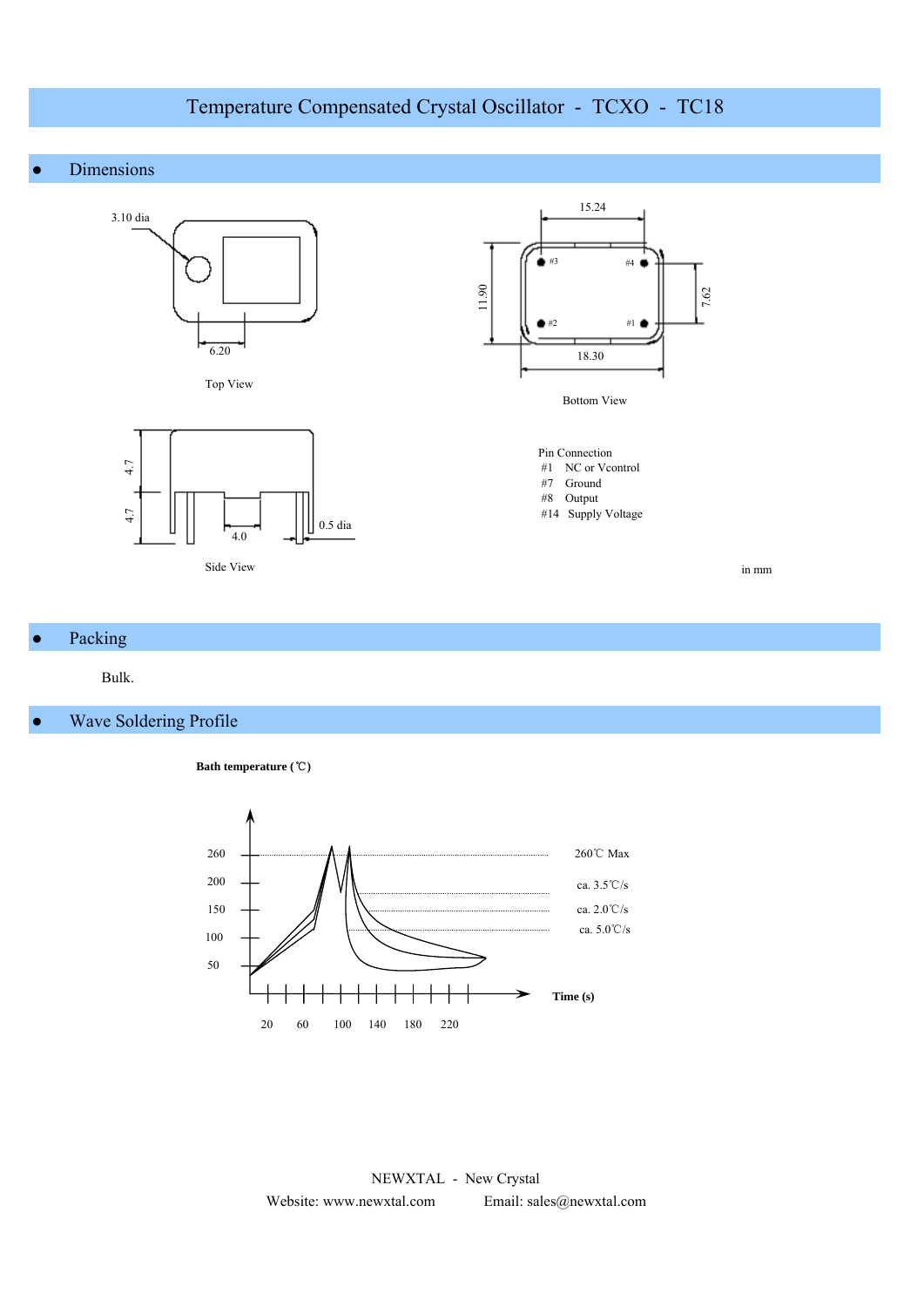# Temperature Compensated Crystal Oscillator - TCXO - TC18

## Dimensions

3.10 dia

6.20

Top View

15.24

11.90

7.62

#3 #4 #2 #1

18.30

Bottom View

4.7

4.7

4.0

0.5 dia

Side View

Pin Connection
#1 NC or Vcontrol
#7 Ground
#8 Output
#14 Supply Voltage

in mm

## Packing

Bulk.

## Wave Soldering Profile

**Bath temperature (℃)**

260
200
150
100
50

260℃ Max
ca. 3.5℃/s
ca. 2.0℃/s
ca. 5.0℃/s

**Time (s)**

20 60 100 140 180 220

NEWXTAL - New Crystal
Website: www.newxtal.com Email: sales@newxtal.com